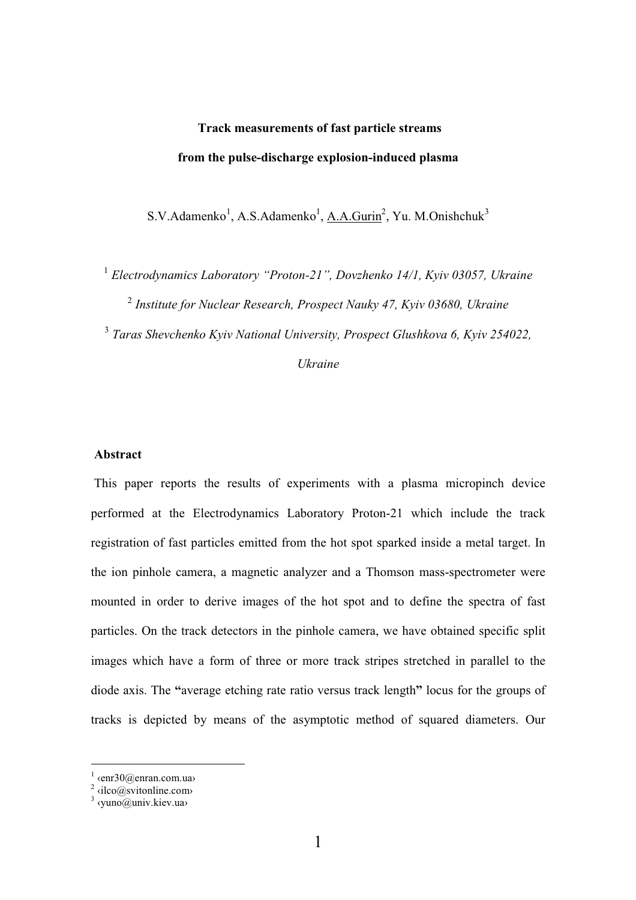**Track measurements of fast particle streams**

**from the pulse-discharge explosion-induced plasma**

S.V.Adamenko[1], A.S.Adamenko[1], A.A.Gurin[2], Yu. M.Onishchuk[3]

[1] *Electrodynamics Laboratory "Proton-21", Dovzhenko 14/1, Kyiv 03057, Ukraine*

[2] *Institute for Nuclear Research, Prospect Nauky 47, Kyiv 03680, Ukraine*

[3] *Taras Shevchenko Kyiv National University, Prospect Glushkova 6, Kyiv 254022, Ukraine*

## Abstract

This paper reports the results of experiments with a plasma micropinch device performed at the Electrodynamics Laboratory Proton-21 which include the track registration of fast particles emitted from the hot spot sparked inside a metal target. In the ion pinhole camera, a magnetic analyzer and a Thomson mass-spectrometer were mounted in order to derive images of the hot spot and to define the spectra of fast particles. On the track detectors in the pinhole camera, we have obtained specific split images which have a form of three or more track stripes stretched in parallel to the diode axis. The **"**average etching rate ratio versus track length**"** locus for the groups of tracks is depicted by means of the asymptotic method of squared diameters. Our

---

[1] ‹enr30@enran.com.ua›
[2] ‹ilco@svitonline.com›
[3] ‹yuno@univ.kiev.ua›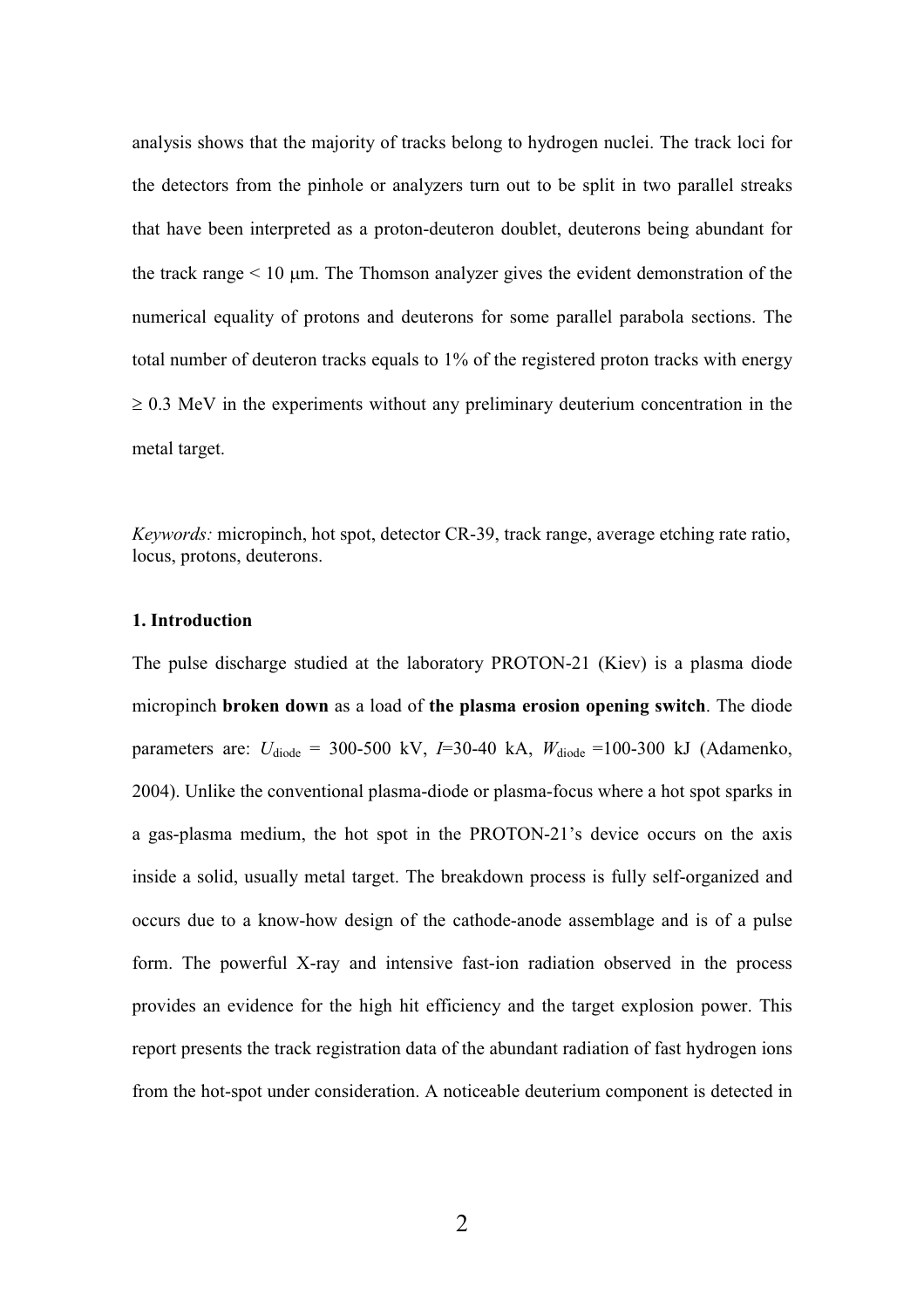analysis shows that the majority of tracks belong to hydrogen nuclei. The track loci for the detectors from the pinhole or analyzers turn out to be split in two parallel streaks that have been interpreted as a proton-deuteron doublet, deuterons being abundant for the track range < 10 μm. The Thomson analyzer gives the evident demonstration of the numerical equality of protons and deuterons for some parallel parabola sections. The total number of deuteron tracks equals to 1% of the registered proton tracks with energy ≥ 0.3 MeV in the experiments without any preliminary deuterium concentration in the metal target.

*Keywords:* micropinch, hot spot, detector CR-39, track range, average etching rate ratio, locus, protons, deuterons.

### 1. Introduction

The pulse discharge studied at the laboratory PROTON-21 (Kiev) is a plasma diode micropinch **broken down** as a load of **the plasma erosion opening switch**. The diode parameters are: $U_{\mathrm{diode}}$ = 300-500 kV, $I$=30-40 kA, $W_{\mathrm{diode}}$ =100-300 kJ (Adamenko, 2004). Unlike the conventional plasma-diode or plasma-focus where a hot spot sparks in a gas-plasma medium, the hot spot in the PROTON-21's device occurs on the axis inside a solid, usually metal target. The breakdown process is fully self-organized and occurs due to a know-how design of the cathode-anode assemblage and is of a pulse form. The powerful X-ray and intensive fast-ion radiation observed in the process provides an evidence for the high hit efficiency and the target explosion power. This report presents the track registration data of the abundant radiation of fast hydrogen ions from the hot-spot under consideration. A noticeable deuterium component is detected in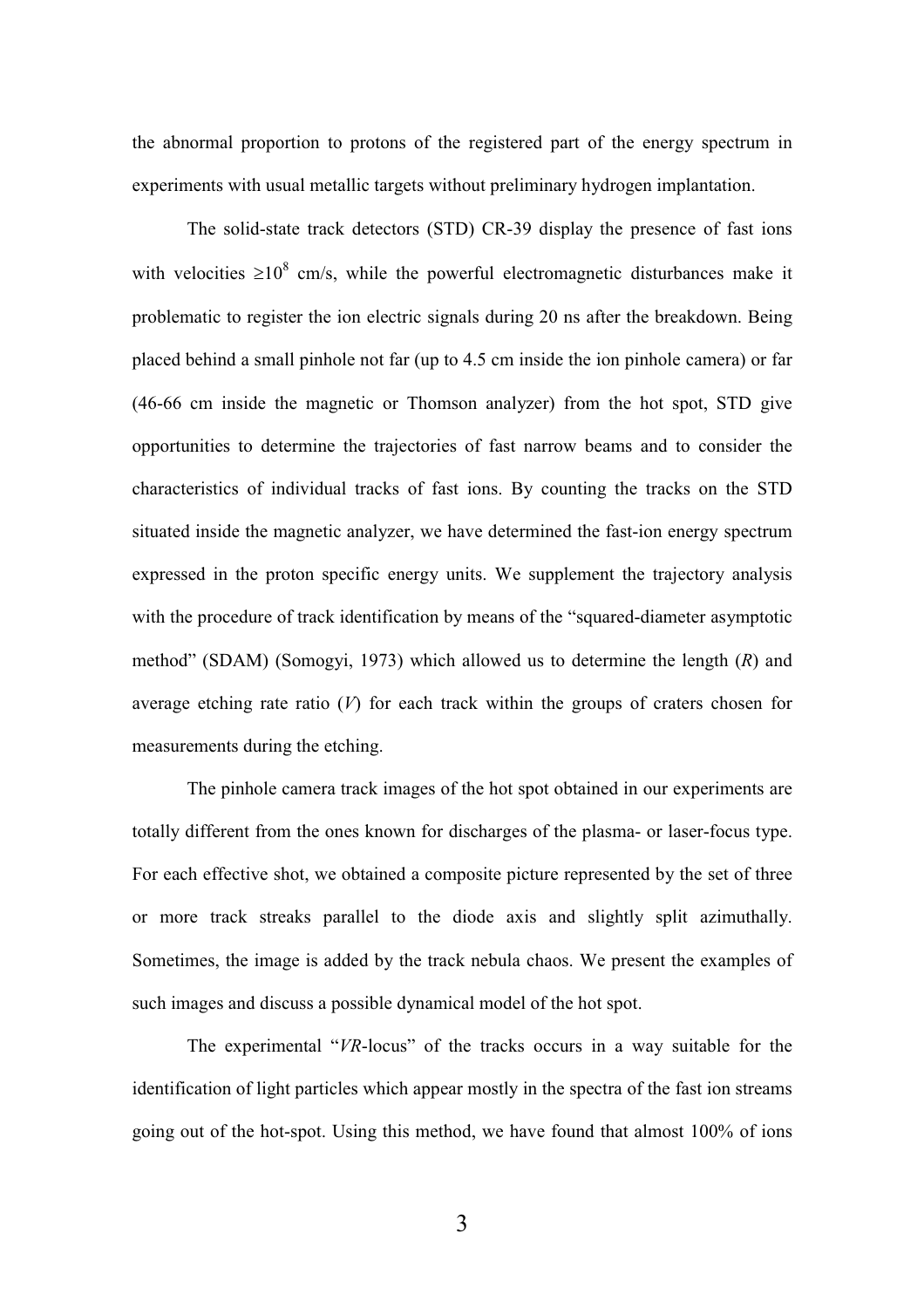the abnormal proportion to protons of the registered part of the energy spectrum in experiments with usual metallic targets without preliminary hydrogen implantation.

The solid-state track detectors (STD) CR-39 display the presence of fast ions with velocities $\geq 10^8$ cm/s, while the powerful electromagnetic disturbances make it problematic to register the ion electric signals during 20 ns after the breakdown. Being placed behind a small pinhole not far (up to 4.5 cm inside the ion pinhole camera) or far (46-66 cm inside the magnetic or Thomson analyzer) from the hot spot, STD give opportunities to determine the trajectories of fast narrow beams and to consider the characteristics of individual tracks of fast ions. By counting the tracks on the STD situated inside the magnetic analyzer, we have determined the fast-ion energy spectrum expressed in the proton specific energy units. We supplement the trajectory analysis with the procedure of track identification by means of the "squared-diameter asymptotic method" (SDAM) (Somogyi, 1973) which allowed us to determine the length ($R$) and average etching rate ratio ($V$) for each track within the groups of craters chosen for measurements during the etching.

The pinhole camera track images of the hot spot obtained in our experiments are totally different from the ones known for discharges of the plasma- or laser-focus type. For each effective shot, we obtained a composite picture represented by the set of three or more track streaks parallel to the diode axis and slightly split azimuthally. Sometimes, the image is added by the track nebula chaos. We present the examples of such images and discuss a possible dynamical model of the hot spot.

The experimental "$VR$-locus" of the tracks occurs in a way suitable for the identification of light particles which appear mostly in the spectra of the fast ion streams going out of the hot-spot. Using this method, we have found that almost 100% of ions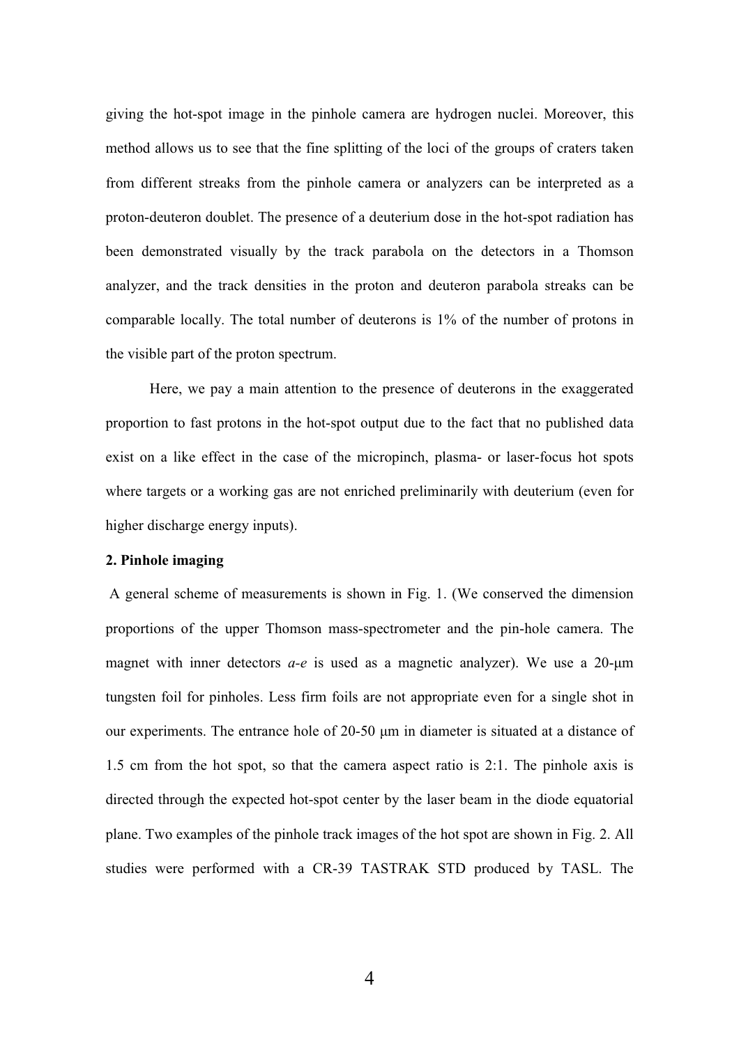giving the hot-spot image in the pinhole camera are hydrogen nuclei. Moreover, this method allows us to see that the fine splitting of the loci of the groups of craters taken from different streaks from the pinhole camera or analyzers can be interpreted as a proton-deuteron doublet. The presence of a deuterium dose in the hot-spot radiation has been demonstrated visually by the track parabola on the detectors in a Thomson analyzer, and the track densities in the proton and deuteron parabola streaks can be comparable locally. The total number of deuterons is 1% of the number of protons in the visible part of the proton spectrum.

Here, we pay a main attention to the presence of deuterons in the exaggerated proportion to fast protons in the hot-spot output due to the fact that no published data exist on a like effect in the case of the micropinch, plasma- or laser-focus hot spots where targets or a working gas are not enriched preliminarily with deuterium (even for higher discharge energy inputs).

**2. Pinhole imaging**

A general scheme of measurements is shown in Fig. 1. (We conserved the dimension proportions of the upper Thomson mass-spectrometer and the pin-hole camera. The magnet with inner detectors *a-e* is used as a magnetic analyzer). We use a 20-μm tungsten foil for pinholes. Less firm foils are not appropriate even for a single shot in our experiments. The entrance hole of 20-50 μm in diameter is situated at a distance of 1.5 cm from the hot spot, so that the camera aspect ratio is 2:1. The pinhole axis is directed through the expected hot-spot center by the laser beam in the diode equatorial plane. Two examples of the pinhole track images of the hot spot are shown in Fig. 2. All studies were performed with a CR-39 TASTRAK STD produced by TASL. The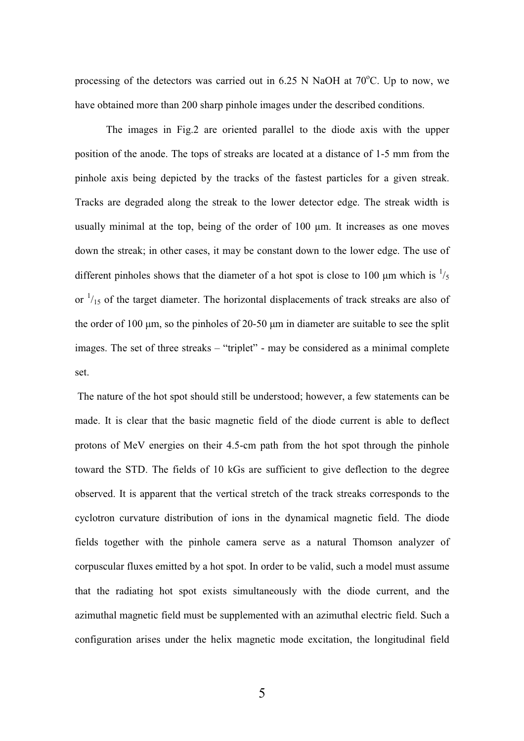processing of the detectors was carried out in 6.25 N NaOH at 70°C. Up to now, we have obtained more than 200 sharp pinhole images under the described conditions.

The images in Fig.2 are oriented parallel to the diode axis with the upper position of the anode. The tops of streaks are located at a distance of 1-5 mm from the pinhole axis being depicted by the tracks of the fastest particles for a given streak. Tracks are degraded along the streak to the lower detector edge. The streak width is usually minimal at the top, being of the order of 100 μm. It increases as one moves down the streak; in other cases, it may be constant down to the lower edge. The use of different pinholes shows that the diameter of a hot spot is close to 100 μm which is $^1/_5$ or $^1/_{15}$ of the target diameter. The horizontal displacements of track streaks are also of the order of 100 μm, so the pinholes of 20-50 μm in diameter are suitable to see the split images. The set of three streaks – "triplet" - may be considered as a minimal complete set.

The nature of the hot spot should still be understood; however, a few statements can be made. It is clear that the basic magnetic field of the diode current is able to deflect protons of MeV energies on their 4.5-cm path from the hot spot through the pinhole toward the STD. The fields of 10 kGs are sufficient to give deflection to the degree observed. It is apparent that the vertical stretch of the track streaks corresponds to the cyclotron curvature distribution of ions in the dynamical magnetic field. The diode fields together with the pinhole camera serve as a natural Thomson analyzer of corpuscular fluxes emitted by a hot spot. In order to be valid, such a model must assume that the radiating hot spot exists simultaneously with the diode current, and the azimuthal magnetic field must be supplemented with an azimuthal electric field. Such a configuration arises under the helix magnetic mode excitation, the longitudinal field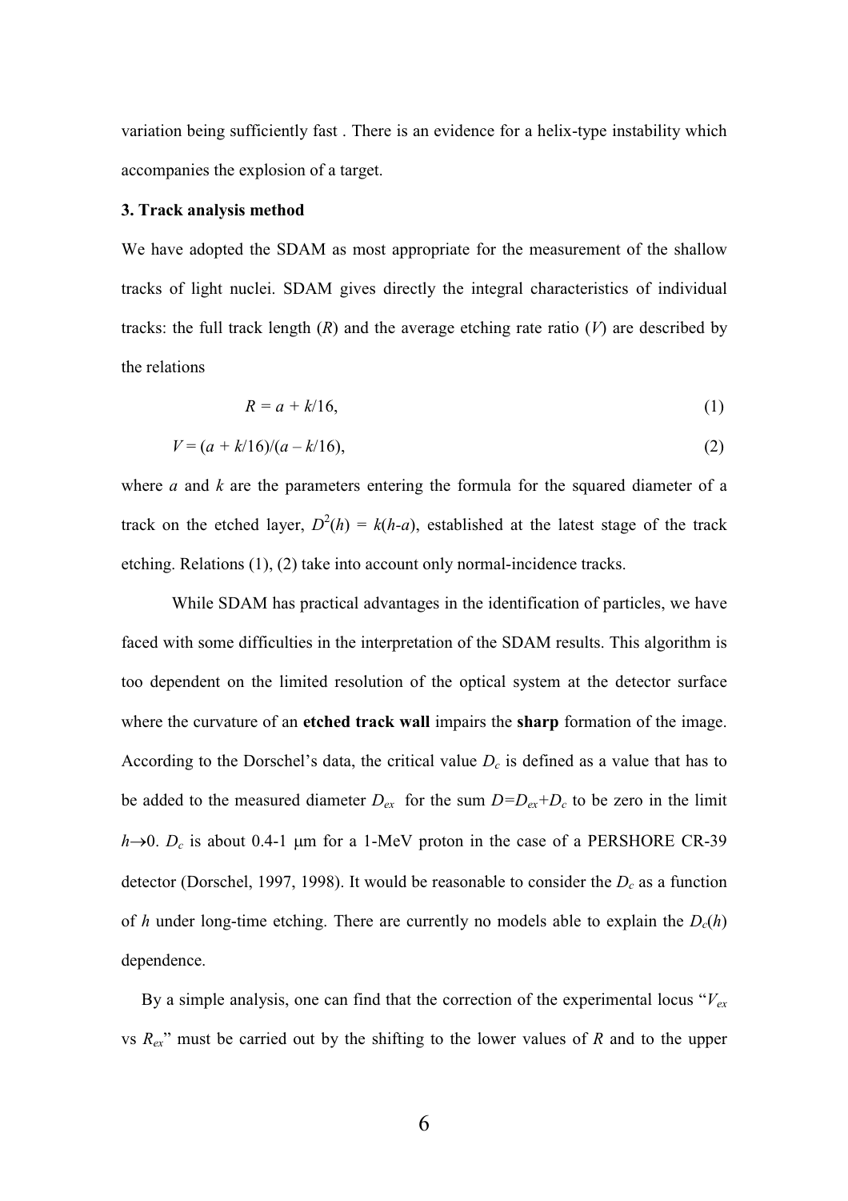variation being sufficiently fast . There is an evidence for a helix-type instability which accompanies the explosion of a target.

### 3. Track analysis method

We have adopted the SDAM as most appropriate for the measurement of the shallow tracks of light nuclei. SDAM gives directly the integral characteristics of individual tracks: the full track length ($R$) and the average etching rate ratio ($V$) are described by the relations

$$R = a + k/16, \tag{1}$$

$$V = (a + k/16)/(a - k/16), \tag{2}$$

where $a$ and $k$ are the parameters entering the formula for the squared diameter of a track on the etched layer, $D^2(h) = k(h\text{-}a)$, established at the latest stage of the track etching. Relations (1), (2) take into account only normal-incidence tracks.

While SDAM has practical advantages in the identification of particles, we have faced with some difficulties in the interpretation of the SDAM results. This algorithm is too dependent on the limited resolution of the optical system at the detector surface where the curvature of an **etched track wall** impairs the **sharp** formation of the image. According to the Dorschel's data, the critical value $D_c$ is defined as a value that has to be added to the measured diameter $D_{ex}$ for the sum $D=D_{ex}+D_c$ to be zero in the limit $h\rightarrow 0$. $D_c$ is about 0.4-1 μm for a 1-MeV proton in the case of a PERSHORE CR-39 detector (Dorschel, 1997, 1998). It would be reasonable to consider the $D_c$ as a function of $h$ under long-time etching. There are currently no models able to explain the $D_c(h)$ dependence.

By a simple analysis, one can find that the correction of the experimental locus "$V_{ex}$ vs $R_{ex}$" must be carried out by the shifting to the lower values of $R$ and to the upper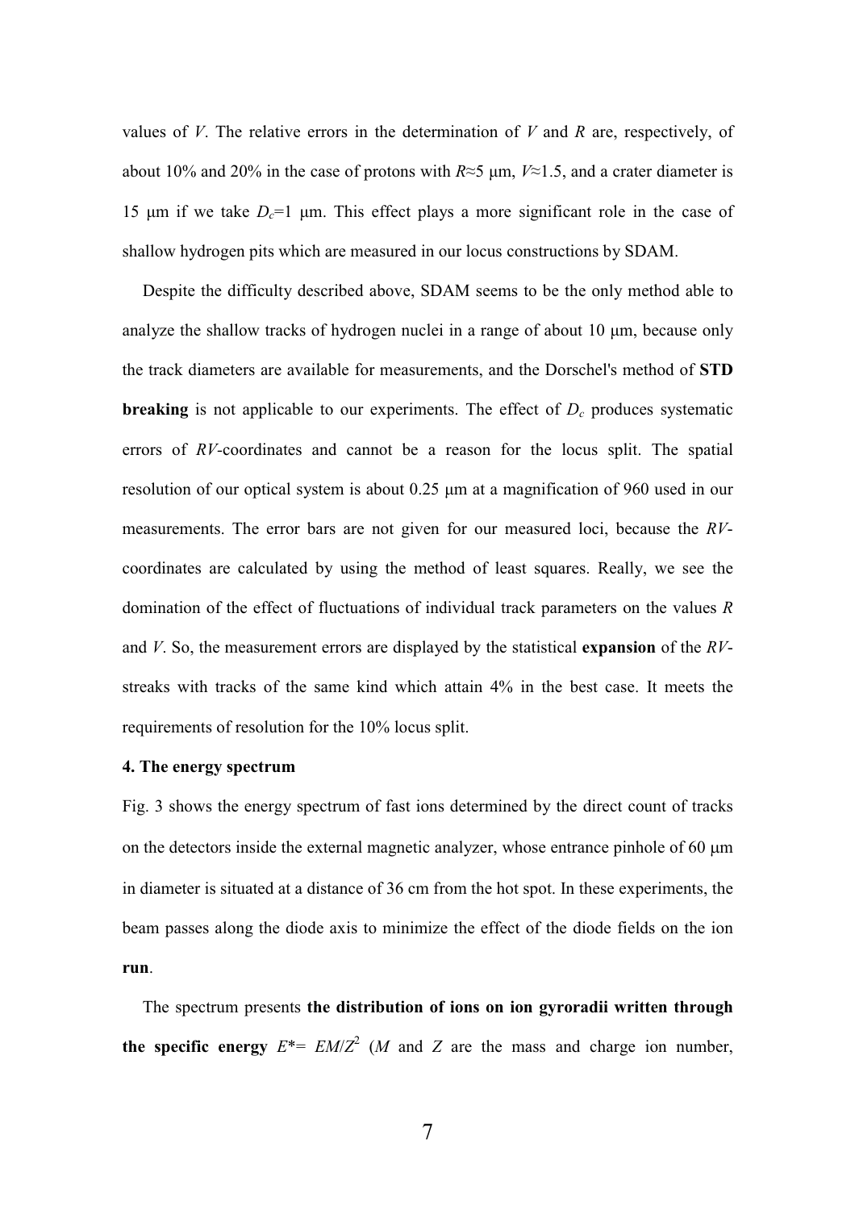values of $V$. The relative errors in the determination of $V$ and $R$ are, respectively, of about 10% and 20% in the case of protons with $R \approx 5$ μm, $V \approx 1.5$, and a crater diameter is 15 μm if we take $D_c = 1$ μm. This effect plays a more significant role in the case of shallow hydrogen pits which are measured in our locus constructions by SDAM.

Despite the difficulty described above, SDAM seems to be the only method able to analyze the shallow tracks of hydrogen nuclei in a range of about 10 μm, because only the track diameters are available for measurements, and the Dorschel's method of **STD breaking** is not applicable to our experiments. The effect of $D_c$ produces systematic errors of $RV$-coordinates and cannot be a reason for the locus split. The spatial resolution of our optical system is about 0.25 μm at a magnification of 960 used in our measurements. The error bars are not given for our measured loci, because the $RV$-coordinates are calculated by using the method of least squares. Really, we see the domination of the effect of fluctuations of individual track parameters on the values $R$ and $V$. So, the measurement errors are displayed by the statistical **expansion** of the $RV$-streaks with tracks of the same kind which attain 4% in the best case. It meets the requirements of resolution for the 10% locus split.

**4. The energy spectrum**

Fig. 3 shows the energy spectrum of fast ions determined by the direct count of tracks on the detectors inside the external magnetic analyzer, whose entrance pinhole of 60 μm in diameter is situated at a distance of 36 cm from the hot spot. In these experiments, the beam passes along the diode axis to minimize the effect of the diode fields on the ion **run**.

The spectrum presents **the distribution of ions on ion gyroradii written through the specific energy** $E^* = EM/Z^2$ ($M$ and $Z$ are the mass and charge ion number,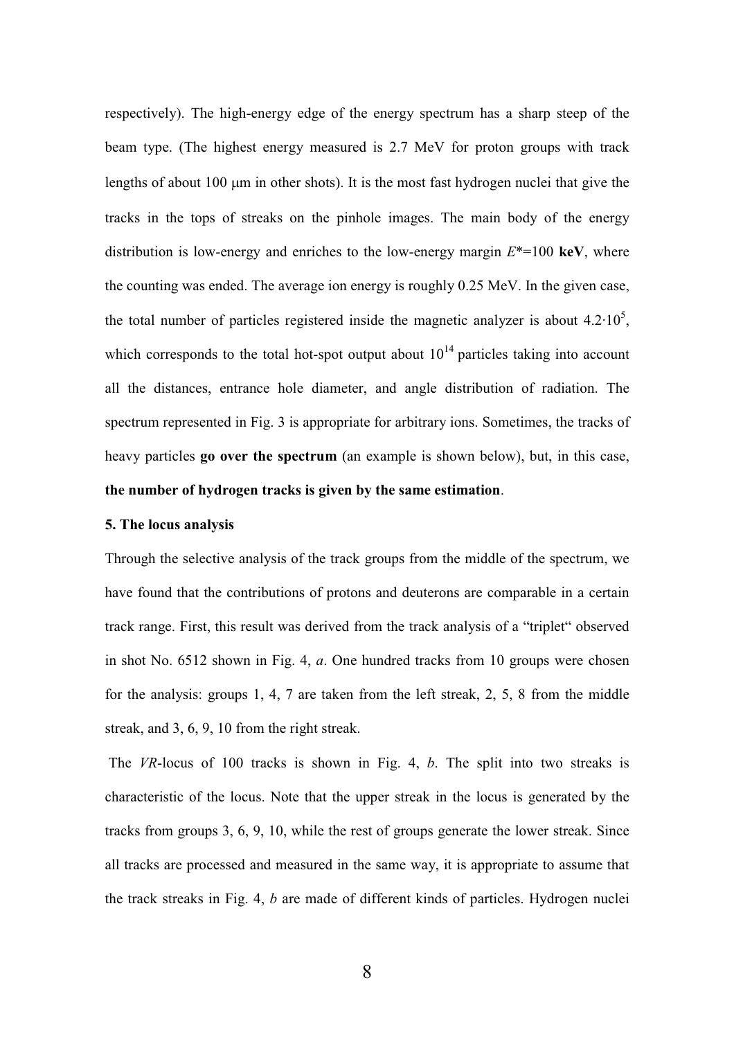respectively). The high-energy edge of the energy spectrum has a sharp steep of the beam type. (The highest energy measured is 2.7 MeV for proton groups with track lengths of about 100 μm in other shots). It is the most fast hydrogen nuclei that give the tracks in the tops of streaks on the pinhole images. The main body of the energy distribution is low-energy and enriches to the low-energy margin $E^{*}$=100 **keV**, where the counting was ended. The average ion energy is roughly 0.25 MeV. In the given case, the total number of particles registered inside the magnetic analyzer is about $4.2 \cdot 10^{5}$, which corresponds to the total hot-spot output about $10^{14}$ particles taking into account all the distances, entrance hole diameter, and angle distribution of radiation. The spectrum represented in Fig. 3 is appropriate for arbitrary ions. Sometimes, the tracks of heavy particles **go over the spectrum** (an example is shown below), but, in this case, **the number of hydrogen tracks is given by the same estimation**.

**5. The locus analysis**

Through the selective analysis of the track groups from the middle of the spectrum, we have found that the contributions of protons and deuterons are comparable in a certain track range. First, this result was derived from the track analysis of a "triplet" observed in shot No. 6512 shown in Fig. 4, *a*. One hundred tracks from 10 groups were chosen for the analysis: groups 1, 4, 7 are taken from the left streak, 2, 5, 8 from the middle streak, and 3, 6, 9, 10 from the right streak.

The *VR*-locus of 100 tracks is shown in Fig. 4, *b*. The split into two streaks is characteristic of the locus. Note that the upper streak in the locus is generated by the tracks from groups 3, 6, 9, 10, while the rest of groups generate the lower streak. Since all tracks are processed and measured in the same way, it is appropriate to assume that the track streaks in Fig. 4, *b* are made of different kinds of particles. Hydrogen nuclei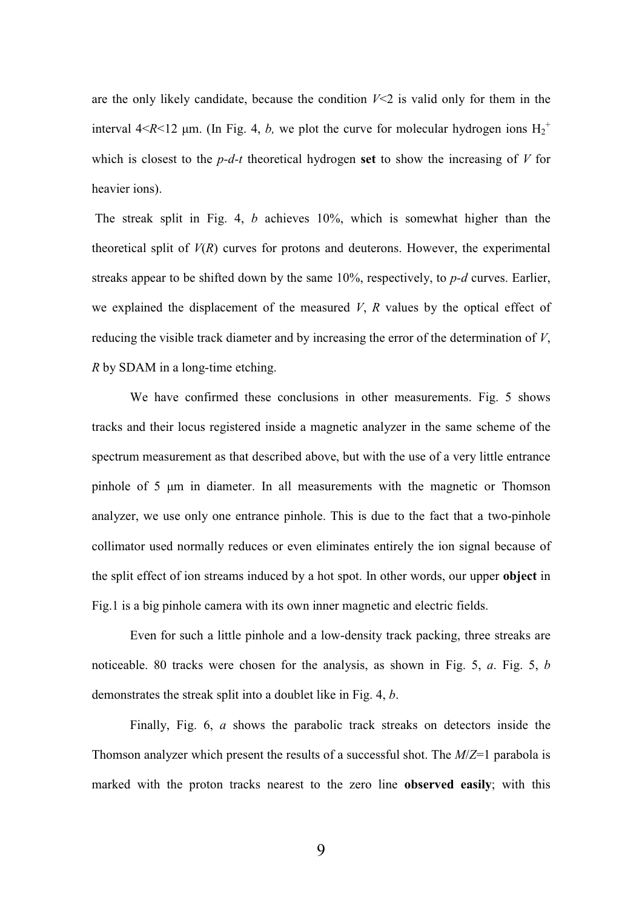are the only likely candidate, because the condition $V<2$ is valid only for them in the interval $4<R<12$ μm. (In Fig. 4, *b,* we plot the curve for molecular hydrogen ions $H_2^+$ which is closest to the *p-d-t* theoretical hydrogen **set** to show the increasing of $V$ for heavier ions).

The streak split in Fig. 4, *b* achieves 10%, which is somewhat higher than the theoretical split of $V(R)$ curves for protons and deuterons. However, the experimental streaks appear to be shifted down by the same 10%, respectively, to *p-d* curves. Earlier, we explained the displacement of the measured $V$, $R$ values by the optical effect of reducing the visible track diameter and by increasing the error of the determination of $V$, $R$ by SDAM in a long-time etching.

We have confirmed these conclusions in other measurements. Fig. 5 shows tracks and their locus registered inside a magnetic analyzer in the same scheme of the spectrum measurement as that described above, but with the use of a very little entrance pinhole of 5 μm in diameter. In all measurements with the magnetic or Thomson analyzer, we use only one entrance pinhole. This is due to the fact that a two-pinhole collimator used normally reduces or even eliminates entirely the ion signal because of the split effect of ion streams induced by a hot spot. In other words, our upper **object** in Fig.1 is a big pinhole camera with its own inner magnetic and electric fields.

Even for such a little pinhole and a low-density track packing, three streaks are noticeable. 80 tracks were chosen for the analysis, as shown in Fig. 5, *a*. Fig. 5, *b* demonstrates the streak split into a doublet like in Fig. 4, *b*.

Finally, Fig. 6, *a* shows the parabolic track streaks on detectors inside the Thomson analyzer which present the results of a successful shot. The $M/Z=1$ parabola is marked with the proton tracks nearest to the zero line **observed easily**; with this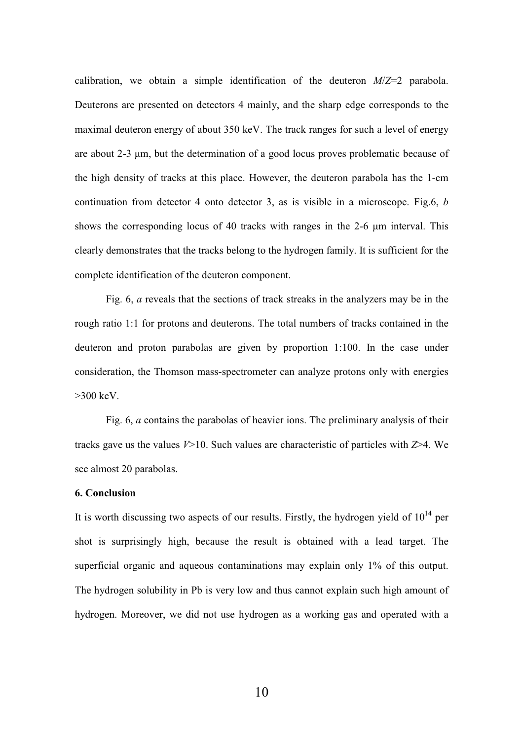calibration, we obtain a simple identification of the deuteron $M/Z=2$ parabola. Deuterons are presented on detectors 4 mainly, and the sharp edge corresponds to the maximal deuteron energy of about 350 keV. The track ranges for such a level of energy are about 2-3 μm, but the determination of a good locus proves problematic because of the high density of tracks at this place. However, the deuteron parabola has the 1-cm continuation from detector 4 onto detector 3, as is visible in a microscope. Fig.6, *b* shows the corresponding locus of 40 tracks with ranges in the 2-6 μm interval. This clearly demonstrates that the tracks belong to the hydrogen family. It is sufficient for the complete identification of the deuteron component.

Fig. 6, *a* reveals that the sections of track streaks in the analyzers may be in the rough ratio 1:1 for protons and deuterons. The total numbers of tracks contained in the deuteron and proton parabolas are given by proportion 1:100. In the case under consideration, the Thomson mass-spectrometer can analyze protons only with energies >300 keV.

Fig. 6, *a* contains the parabolas of heavier ions. The preliminary analysis of their tracks gave us the values $V>10$. Such values are characteristic of particles with $Z>4$. We see almost 20 parabolas.

### 6. Conclusion

It is worth discussing two aspects of our results. Firstly, the hydrogen yield of $10^{14}$ per shot is surprisingly high, because the result is obtained with a lead target. The superficial organic and aqueous contaminations may explain only 1% of this output. The hydrogen solubility in Pb is very low and thus cannot explain such high amount of hydrogen. Moreover, we did not use hydrogen as a working gas and operated with a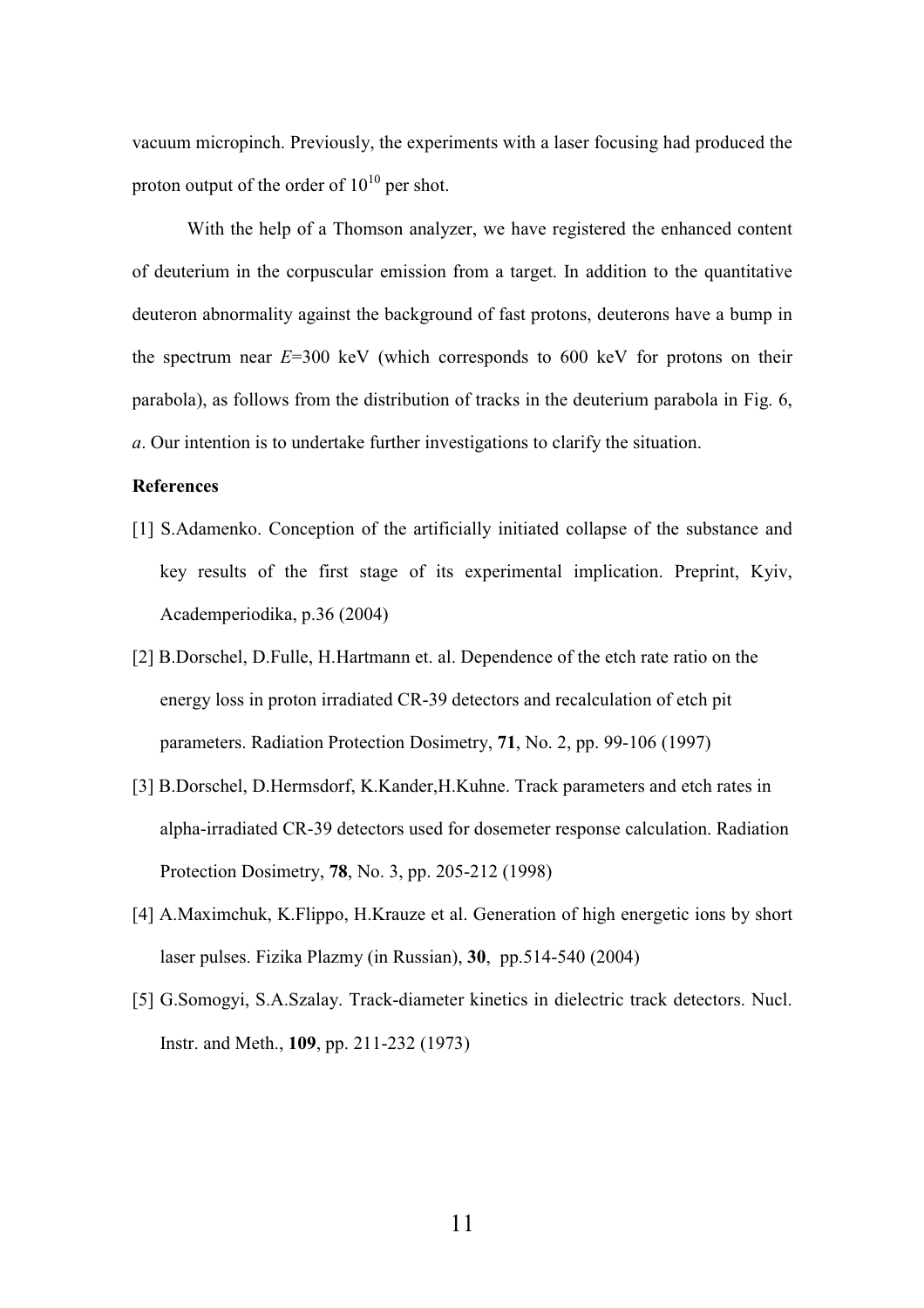vacuum micropinch. Previously, the experiments with a laser focusing had produced the proton output of the order of $10^{10}$ per shot.

With the help of a Thomson analyzer, we have registered the enhanced content of deuterium in the corpuscular emission from a target. In addition to the quantitative deuteron abnormality against the background of fast protons, deuterons have a bump in the spectrum near $E$=300 keV (which corresponds to 600 keV for protons on their parabola), as follows from the distribution of tracks in the deuterium parabola in Fig. 6, *a*. Our intention is to undertake further investigations to clarify the situation.

**References**

[1] S.Adamenko. Conception of the artificially initiated collapse of the substance and key results of the first stage of its experimental implication. Preprint, Kyiv, Academperiodika, p.36 (2004)

[2] B.Dorschel, D.Fulle, H.Hartmann et. al. Dependence of the etch rate ratio on the energy loss in proton irradiated CR-39 detectors and recalculation of etch pit parameters. Radiation Protection Dosimetry, **71**, No. 2, pp. 99-106 (1997)

[3] B.Dorschel, D.Hermsdorf, K.Kander,H.Kuhne. Track parameters and etch rates in alpha-irradiated CR-39 detectors used for dosemeter response calculation. Radiation Protection Dosimetry, **78**, No. 3, pp. 205-212 (1998)

[4] A.Maximchuk, K.Flippo, H.Krauze et al. Generation of high energetic ions by short laser pulses. Fizika Plazmy (in Russian), **30**, pp.514-540 (2004)

[5] G.Somogyi, S.A.Szalay. Track-diameter kinetics in dielectric track detectors. Nucl. Instr. and Meth., **109**, pp. 211-232 (1973)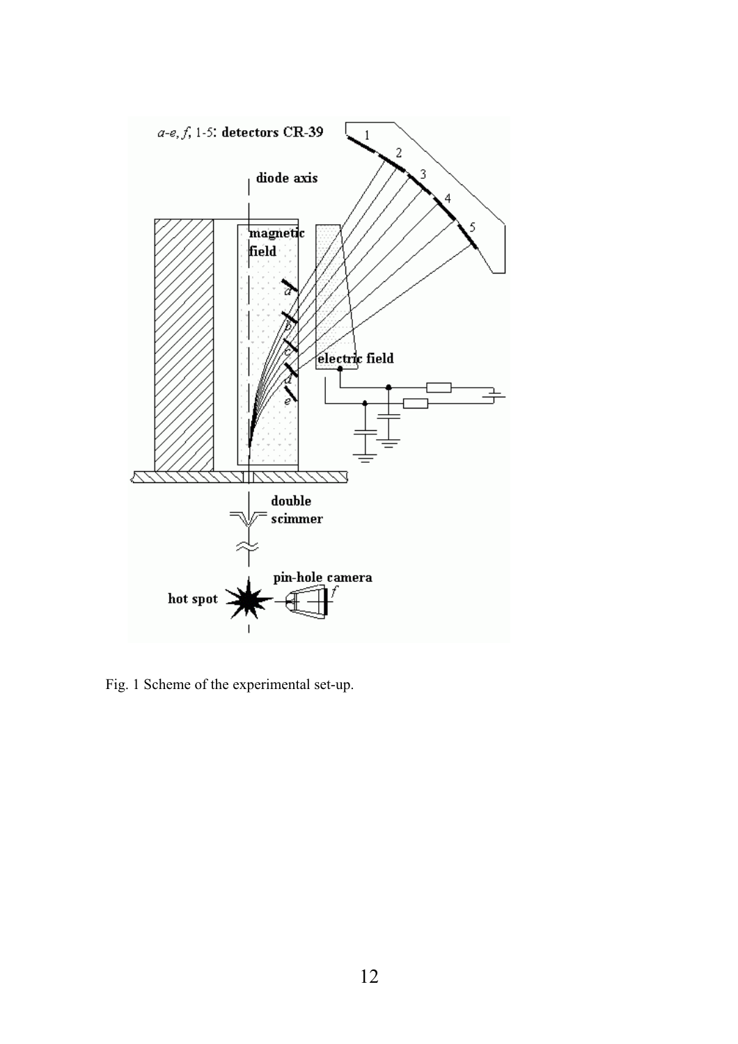Fig. 1 Scheme of the experimental set-up.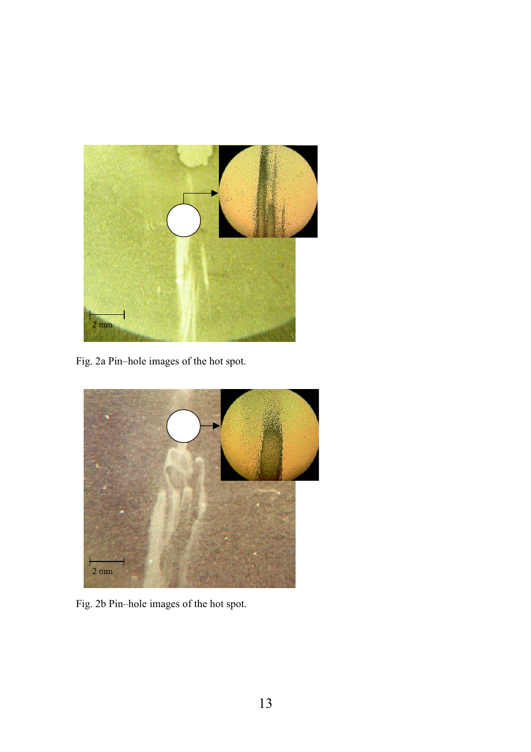Fig. 2a Pin–hole images of the hot spot.

Fig. 2b Pin–hole images of the hot spot.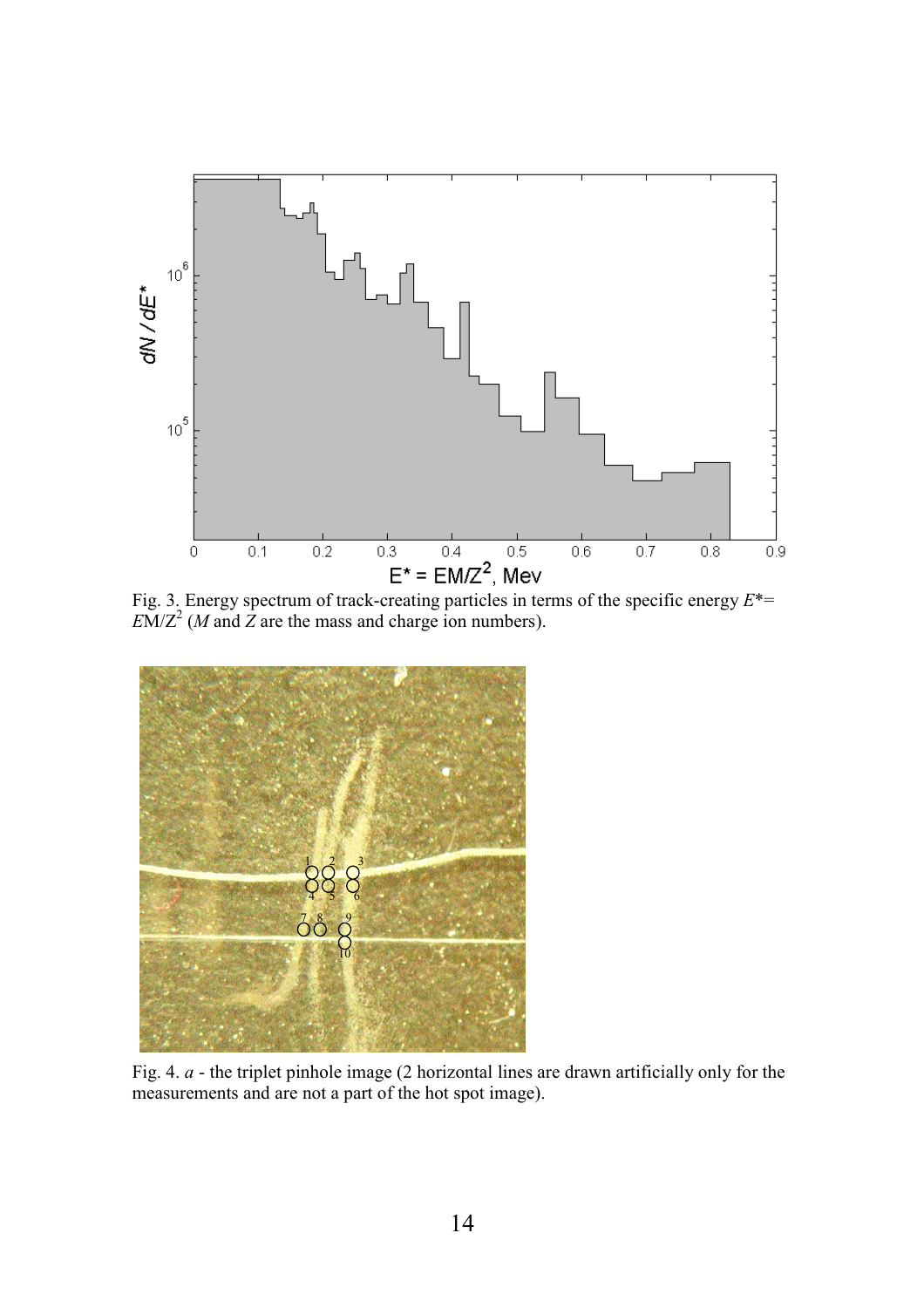Fig. 3. Energy spectrum of track-creating particles in terms of the specific energy $E^*= EM/Z^2$ ($M$ and $Z$ are the mass and charge ion numbers).

Fig. 4. *a* - the triplet pinhole image (2 horizontal lines are drawn artificially only for the measurements and are not a part of the hot spot image).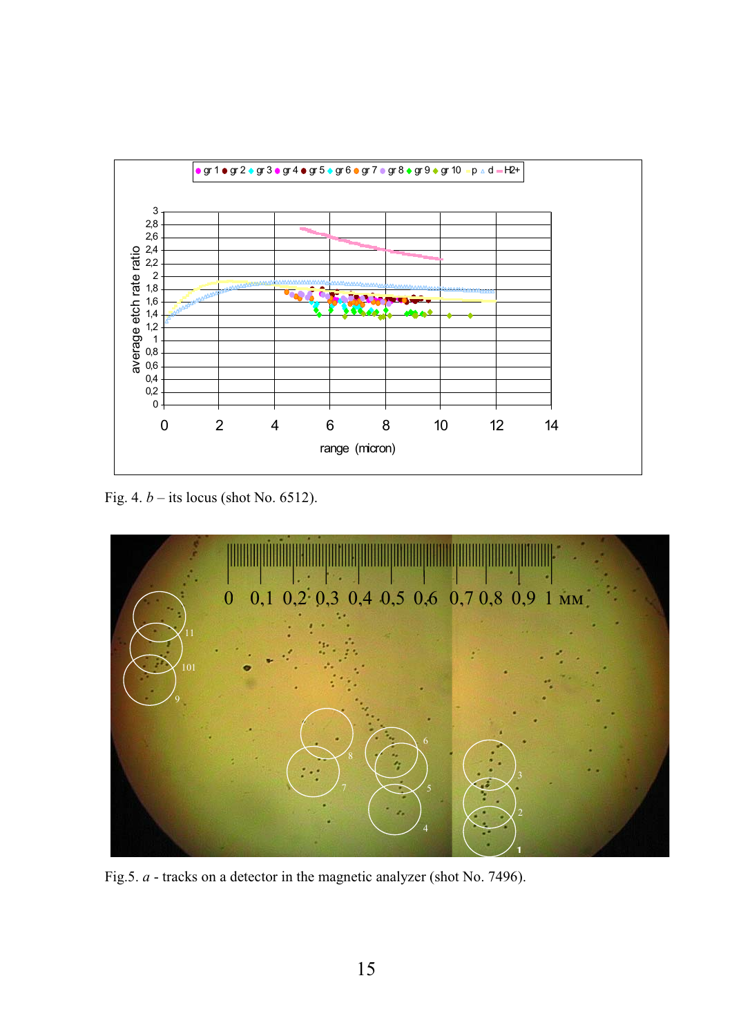Fig. 4. *b* – its locus (shot No. 6512).

Fig.5. *a* - tracks on a detector in the magnetic analyzer (shot No. 7496).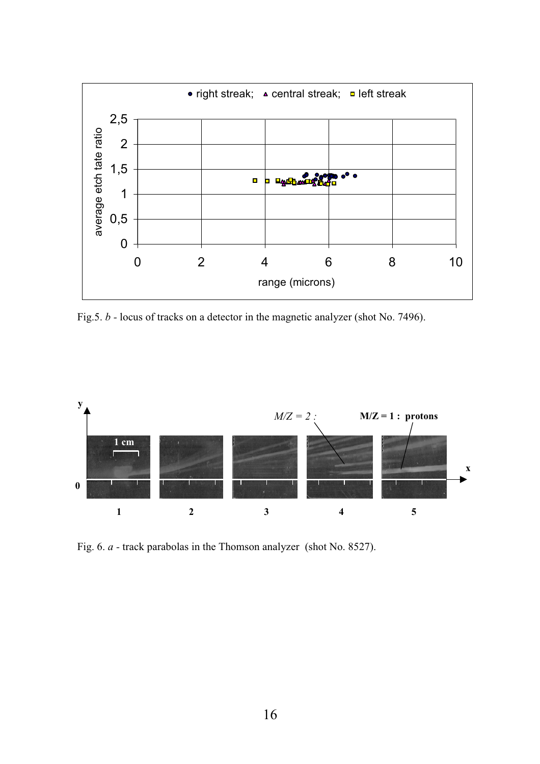Fig.5. *b* - locus of tracks on a detector in the magnetic analyzer (shot No. 7496).

Fig. 6. *a* - track parabolas in the Thomson analyzer (shot No. 8527).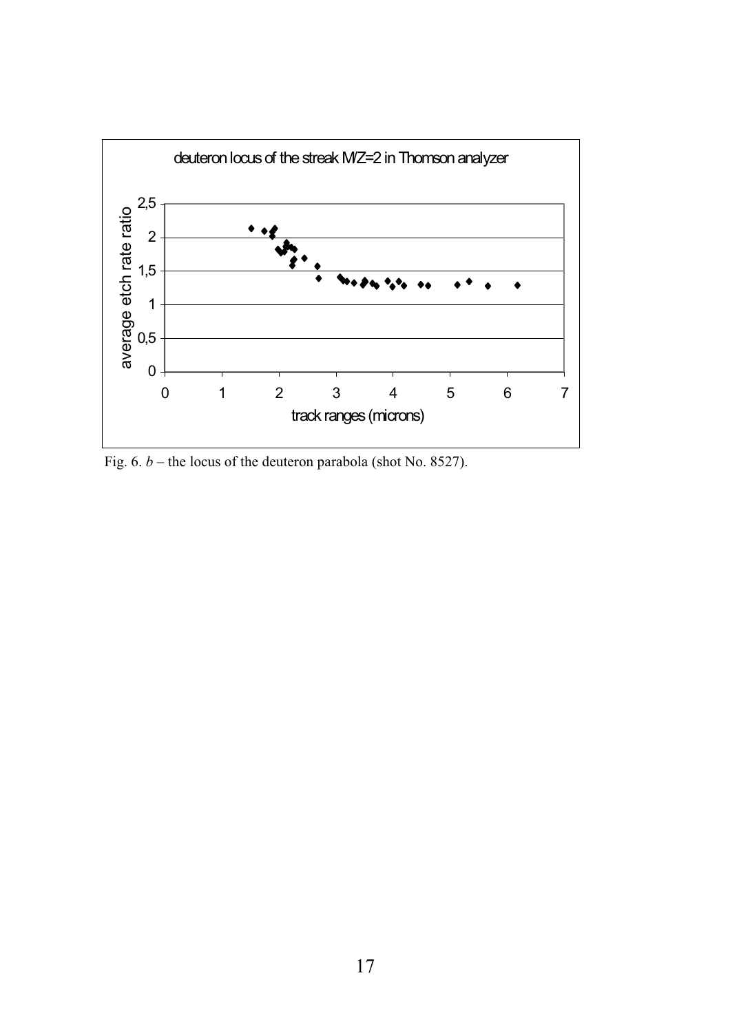deuteron locus of the streak M/Z=2 in Thomson analyzer

average etch rate ratio

2,5
2
1,5
1
0,5
0

0 1 2 3 4 5 6 7

track ranges (microns)

Fig. 6. *b* – the locus of the deuteron parabola (shot No. 8527).